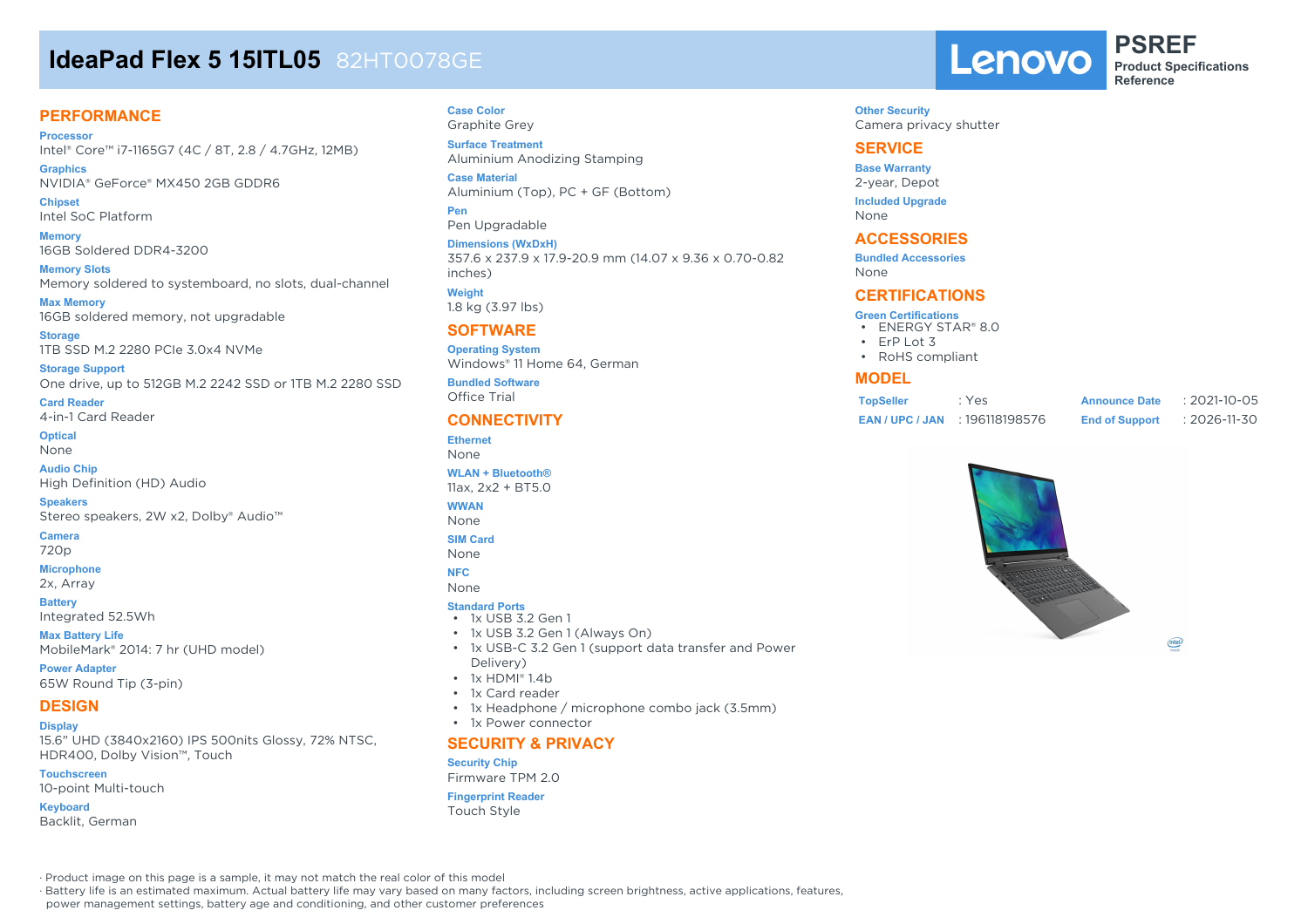# IdeaPad Flex 5 15ITL05 82HT0078GE

Lenovo PSREF Product Specifications Reference

## PERFORMANCE

**Processor**
Intel® Core™ i7-1165G7 (4C / 8T, 2.8 / 4.7GHz, 12MB)

**Graphics**
NVIDIA® GeForce® MX450 2GB GDDR6

**Chipset**
Intel SoC Platform

**Memory**
16GB Soldered DDR4-3200

**Memory Slots**
Memory soldered to systemboard, no slots, dual-channel

**Max Memory**
16GB soldered memory, not upgradable

**Storage**
1TB SSD M.2 2280 PCIe 3.0x4 NVMe

**Storage Support**
One drive, up to 512GB M.2 2242 SSD or 1TB M.2 2280 SSD

**Card Reader**
4-in-1 Card Reader

**Optical**
None

**Audio Chip**
High Definition (HD) Audio

**Speakers**
Stereo speakers, 2W x2, Dolby® Audio™

**Camera**
720p

**Microphone**
2x, Array

**Battery**
Integrated 52.5Wh

**Max Battery Life**
MobileMark® 2014: 7 hr (UHD model)

**Power Adapter**
65W Round Tip (3-pin)

## DESIGN

**Display**
15.6" UHD (3840x2160) IPS 500nits Glossy, 72% NTSC, HDR400, Dolby Vision™, Touch

**Touchscreen**
10-point Multi-touch

**Keyboard**
Backlit, German

**Case Color**
Graphite Grey

**Surface Treatment**
Aluminium Anodizing Stamping

**Case Material**
Aluminium (Top), PC + GF (Bottom)

**Pen**
Pen Upgradable

**Dimensions (WxDxH)**
357.6 x 237.9 x 17.9-20.9 mm (14.07 x 9.36 x 0.70-0.82 inches)

**Weight**
1.8 kg (3.97 lbs)

## SOFTWARE

**Operating System**
Windows® 11 Home 64, German

**Bundled Software**
Office Trial

## CONNECTIVITY

**Ethernet**
None

**WLAN + Bluetooth®**
11ax, 2x2 + BT5.0

**WWAN**
None

**SIM Card**
None

**NFC**
None

**Standard Ports**
- 1x USB 3.2 Gen 1
- 1x USB 3.2 Gen 1 (Always On)
- 1x USB-C 3.2 Gen 1 (support data transfer and Power Delivery)
- 1x HDMI® 1.4b
- 1x Card reader
- 1x Headphone / microphone combo jack (3.5mm)
- 1x Power connector

## SECURITY & PRIVACY

**Security Chip**
Firmware TPM 2.0

**Fingerprint Reader**
Touch Style

**Other Security**
Camera privacy shutter

## SERVICE

**Base Warranty**
2-year, Depot

**Included Upgrade**
None

## ACCESSORIES

**Bundled Accessories**
None

## CERTIFICATIONS

**Green Certifications**
- ENERGY STAR® 8.0
- ErP Lot 3
- RoHS compliant

## MODEL

| | | | |
|---|---|---|---|
| TopSeller | : Yes | Announce Date | : 2021-10-05 |
| EAN / UPC / JAN | : 196118198576 | End of Support | : 2026-11-30 |

· Product image on this page is a sample, it may not match the real color of this model
· Battery life is an estimated maximum. Actual battery life may vary based on many factors, including screen brightness, active applications, features, power management settings, battery age and conditioning, and other customer preferences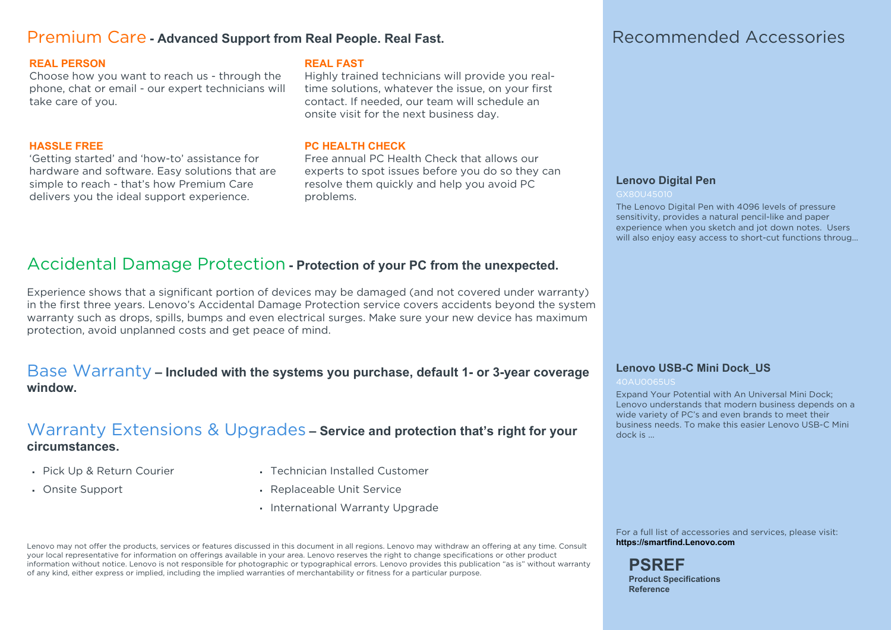## Premium Care - Advanced Support from Real People. Real Fast.

**REAL PERSON**

Choose how you want to reach us - through the phone, chat or email - our expert technicians will take care of you.

**REAL FAST**

Highly trained technicians will provide you real-time solutions, whatever the issue, on your first contact. If needed, our team will schedule an onsite visit for the next business day.

**HASSLE FREE**

'Getting started' and 'how-to' assistance for hardware and software. Easy solutions that are simple to reach - that's how Premium Care delivers you the ideal support experience.

**PC HEALTH CHECK**

Free annual PC Health Check that allows our experts to spot issues before you do so they can resolve them quickly and help you avoid PC problems.

## Accidental Damage Protection - Protection of your PC from the unexpected.

Experience shows that a significant portion of devices may be damaged (and not covered under warranty) in the first three years. Lenovo's Accidental Damage Protection service covers accidents beyond the system warranty such as drops, spills, bumps and even electrical surges. Make sure your new device has maximum protection, avoid unplanned costs and get peace of mind.

## Base Warranty – Included with the systems you purchase, default 1- or 3-year coverage window.

## Warranty Extensions & Upgrades – Service and protection that's right for your circumstances.

- Pick Up & Return Courier
- Onsite Support
- Technician Installed Customer
- Replaceable Unit Service
- International Warranty Upgrade

Lenovo may not offer the products, services or features discussed in this document in all regions. Lenovo may withdraw an offering at any time. Consult your local representative for information on offerings available in your area. Lenovo reserves the right to change specifications or other product information without notice. Lenovo is not responsible for photographic or typographical errors. Lenovo provides this publication "as is" without warranty of any kind, either express or implied, including the implied warranties of merchantability or fitness for a particular purpose.

## Recommended Accessories

### Lenovo Digital Pen

GX80U45010

The Lenovo Digital Pen with 4096 levels of pressure sensitivity, provides a natural pencil-like and paper experience when you sketch and jot down notes. Users will also enjoy easy access to short-cut functions throug...

### Lenovo USB-C Mini Dock_US

40AU0065US

Expand Your Potential with An Universal Mini Dock; Lenovo understands that modern business depends on a wide variety of PC's and even brands to meet their business needs. To make this easier Lenovo USB-C Mini dock is ...

For a full list of accessories and services, please visit: **https://smartfind.Lenovo.com**

**PSREF**
**Product Specifications Reference**